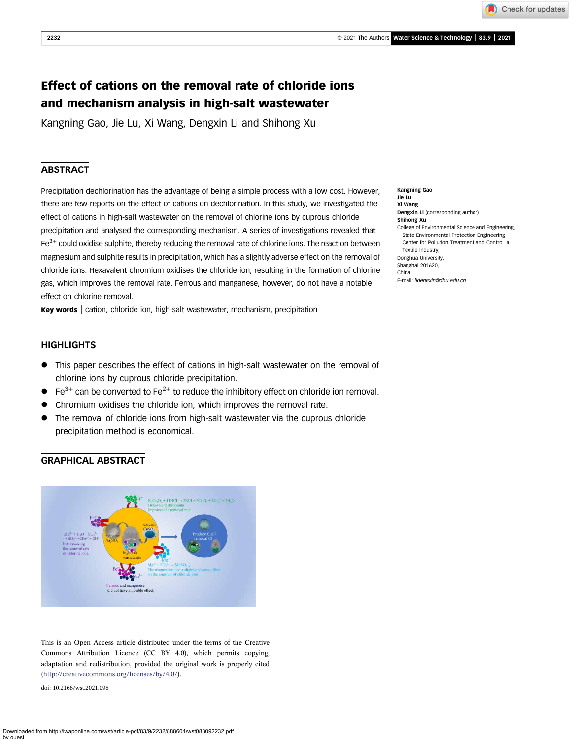# Effect of cations on the removal rate of chloride ions and mechanism analysis in high-salt wastewater

Kangning Gao, Jie Lu, Xi Wang, Dengxin Li and Shihong Xu

## ABSTRACT

Precipitation dechlorination has the advantage of being a simple process with a low cost. However, there are few reports on the effect of cations on dechlorination. In this study, we investigated the effect of cations in high-salt wastewater on the removal of chlorine ions by cuprous chloride precipitation and analysed the corresponding mechanism. A series of investigations revealed that $Fe^{3+}$ could oxidise sulphite, thereby reducing the removal rate of chlorine ions. The reaction between magnesium and sulphite results in precipitation, which has a slightly adverse effect on the removal of chloride ions. Hexavalent chromium oxidises the chloride ion, resulting in the formation of chlorine gas, which improves the removal rate. Ferrous and manganese, however, do not have a notable effect on chlorine removal.

**Key words** | cation, chloride ion, high-salt wastewater, mechanism, precipitation

**Kangning Gao**
**Jie Lu**
**Xi Wang**
**Dengxin Li** (corresponding author)
**Shihong Xu**
College of Environmental Science and Engineering, State Environmental Protection Engineering Center for Pollution Treatment and Control in Textile Industry,
Donghua University,
Shanghai 201620,
China
E-mail: *lidengxin@dhu.edu.cn*

## HIGHLIGHTS

- This paper describes the effect of cations in high-salt wastewater on the removal of chlorine ions by cuprous chloride precipitation.
- $Fe^{3+}$ can be converted to $Fe^{2+}$ to reduce the inhibitory effect on chloride ion removal.
- Chromium oxidises the chloride ion, which improves the removal rate.
- The removal of chloride ions from high-salt wastewater via the cuprous chloride precipitation method is economical.

## GRAPHICAL ABSTRACT

This is an Open Access article distributed under the terms of the Creative Commons Attribution Licence (CC BY 4.0), which permits copying, adaptation and redistribution, provided the original work is properly cited (http://creativecommons.org/licenses/by/4.0/).

doi: 10.2166/wst.2021.098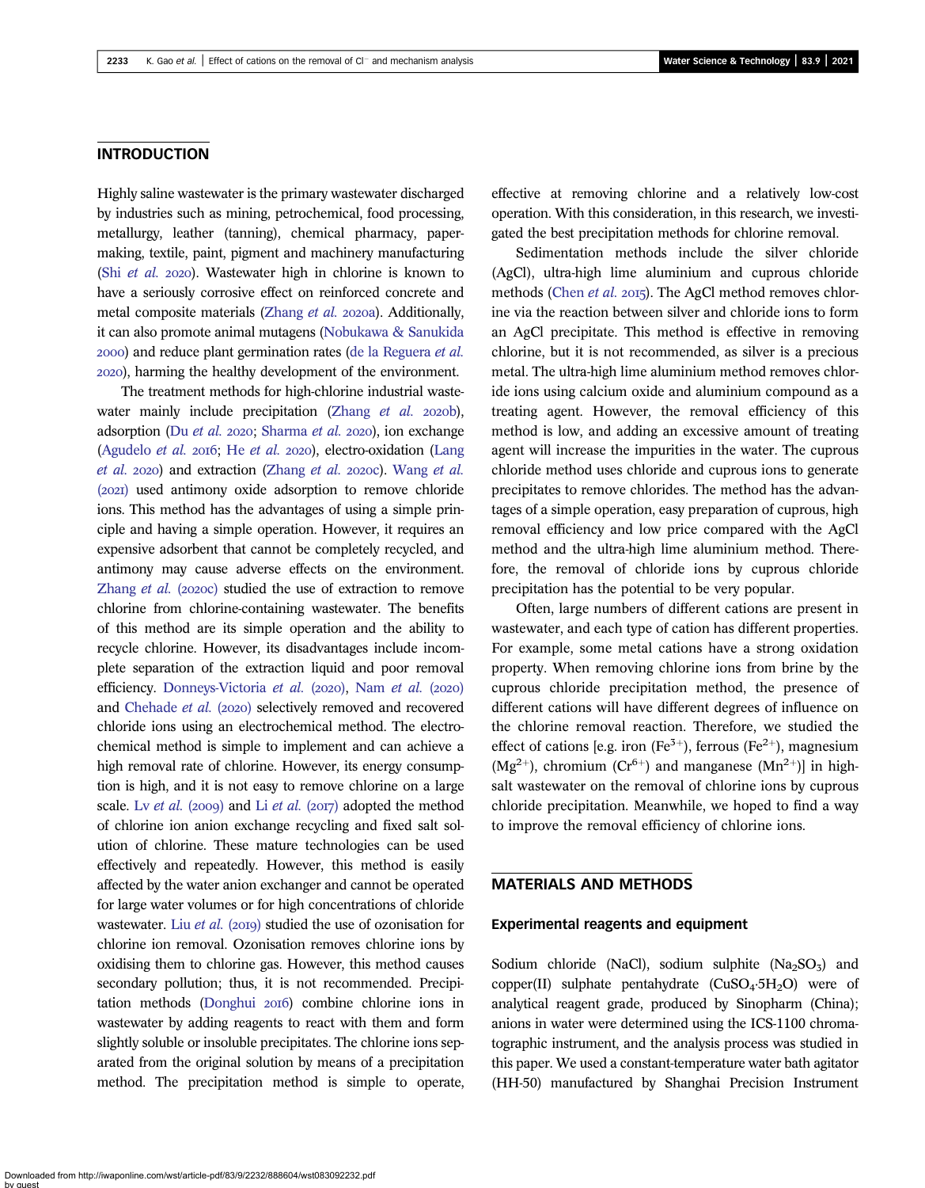## INTRODUCTION

Highly saline wastewater is the primary wastewater discharged by industries such as mining, petrochemical, food processing, metallurgy, leather (tanning), chemical pharmacy, paper-making, textile, paint, pigment and machinery manufacturing (Shi *et al.* 2020). Wastewater high in chlorine is known to have a seriously corrosive effect on reinforced concrete and metal composite materials (Zhang *et al.* 2020a). Additionally, it can also promote animal mutagens (Nobukawa & Sanukida 2000) and reduce plant germination rates (de la Reguera *et al.* 2020), harming the healthy development of the environment.

The treatment methods for high-chlorine industrial wastewater mainly include precipitation (Zhang *et al.* 2020b), adsorption (Du *et al.* 2020; Sharma *et al.* 2020), ion exchange (Agudelo *et al.* 2016; He *et al.* 2020), electro-oxidation (Lang *et al.* 2020) and extraction (Zhang *et al.* 2020c). Wang *et al.* (2021) used antimony oxide adsorption to remove chloride ions. This method has the advantages of using a simple principle and having a simple operation. However, it requires an expensive adsorbent that cannot be completely recycled, and antimony may cause adverse effects on the environment. Zhang *et al.* (2020c) studied the use of extraction to remove chlorine from chlorine-containing wastewater. The benefits of this method are its simple operation and the ability to recycle chlorine. However, its disadvantages include incomplete separation of the extraction liquid and poor removal efficiency. Donneys-Victoria *et al.* (2020), Nam *et al.* (2020) and Chehade *et al.* (2020) selectively removed and recovered chloride ions using an electrochemical method. The electrochemical method is simple to implement and can achieve a high removal rate of chlorine. However, its energy consumption is high, and it is not easy to remove chlorine on a large scale. Lv *et al.* (2009) and Li *et al.* (2017) adopted the method of chlorine ion anion exchange recycling and fixed salt solution of chlorine. These mature technologies can be used effectively and repeatedly. However, this method is easily affected by the water anion exchanger and cannot be operated for large water volumes or for high concentrations of chloride wastewater. Liu *et al.* (2019) studied the use of ozonisation for chlorine ion removal. Ozonisation removes chlorine ions by oxidising them to chlorine gas. However, this method causes secondary pollution; thus, it is not recommended. Precipitation methods (Donghui 2016) combine chlorine ions in wastewater by adding reagents to react with them and form slightly soluble or insoluble precipitates. The chlorine ions separated from the original solution by means of a precipitation method. The precipitation method is simple to operate, effective at removing chlorine and a relatively low-cost operation. With this consideration, in this research, we investigated the best precipitation methods for chlorine removal.

Sedimentation methods include the silver chloride (AgCl), ultra-high lime aluminium and cuprous chloride methods (Chen *et al.* 2015). The AgCl method removes chlorine via the reaction between silver and chloride ions to form an AgCl precipitate. This method is effective in removing chlorine, but it is not recommended, as silver is a precious metal. The ultra-high lime aluminium method removes chloride ions using calcium oxide and aluminium compound as a treating agent. However, the removal efficiency of this method is low, and adding an excessive amount of treating agent will increase the impurities in the water. The cuprous chloride method uses chloride and cuprous ions to generate precipitates to remove chlorides. The method has the advantages of a simple operation, easy preparation of cuprous, high removal efficiency and low price compared with the AgCl method and the ultra-high lime aluminium method. Therefore, the removal of chloride ions by cuprous chloride precipitation has the potential to be very popular.

Often, large numbers of different cations are present in wastewater, and each type of cation has different properties. For example, some metal cations have a strong oxidation property. When removing chlorine ions from brine by the cuprous chloride precipitation method, the presence of different cations will have different degrees of influence on the chlorine removal reaction. Therefore, we studied the effect of cations [e.g. iron ($Fe^{3+}$), ferrous ($Fe^{2+}$), magnesium ($Mg^{2+}$), chromium ($Cr^{6+}$) and manganese ($Mn^{2+}$)] in high-salt wastewater on the removal of chlorine ions by cuprous chloride precipitation. Meanwhile, we hoped to find a way to improve the removal efficiency of chlorine ions.

## MATERIALS AND METHODS

### Experimental reagents and equipment

Sodium chloride (NaCl), sodium sulphite ($Na_2SO_3$) and copper(II) sulphate pentahydrate ($CuSO_4{\cdot}5H_2O$) were of analytical reagent grade, produced by Sinopharm (China); anions in water were determined using the ICS-1100 chromatographic instrument, and the analysis process was studied in this paper. We used a constant-temperature water bath agitator (HH-50) manufactured by Shanghai Precision Instrument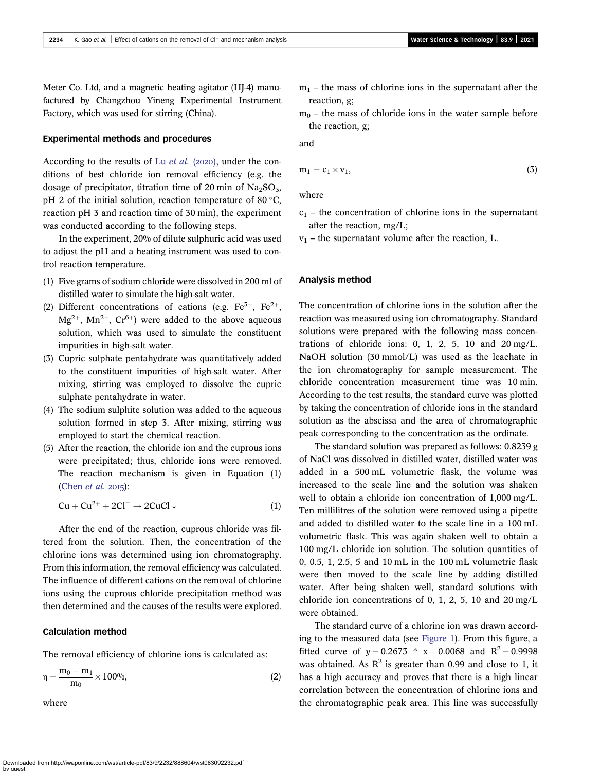Meter Co. Ltd, and a magnetic heating agitator (HJ-4) manufactured by Changzhou Yineng Experimental Instrument Factory, which was used for stirring (China).

### Experimental methods and procedures

According to the results of Lu *et al.* (2020), under the conditions of best chloride ion removal efficiency (e.g. the dosage of precipitator, titration time of 20 min of $Na_2SO_3$, pH 2 of the initial solution, reaction temperature of 80 °C, reaction pH 3 and reaction time of 30 min), the experiment was conducted according to the following steps.

In the experiment, 20% of dilute sulphuric acid was used to adjust the pH and a heating instrument was used to control reaction temperature.

1. Five grams of sodium chloride were dissolved in 200 ml of distilled water to simulate the high-salt water.
2. Different concentrations of cations (e.g. $Fe^{3+}$, $Fe^{2+}$, $Mg^{2+}$, $Mn^{2+}$, $Cr^{6+}$) were added to the above aqueous solution, which was used to simulate the constituent impurities in high-salt water.
3. Cupric sulphate pentahydrate was quantitatively added to the constituent impurities of high-salt water. After mixing, stirring was employed to dissolve the cupric sulphate pentahydrate in water.
4. The sodium sulphite solution was added to the aqueous solution formed in step 3. After mixing, stirring was employed to start the chemical reaction.
5. After the reaction, the chloride ion and the cuprous ions were precipitated; thus, chloride ions were removed. The reaction mechanism is given in Equation (1) (Chen *et al.* 2015):

$$Cu + Cu^{2+} + 2Cl^{-} \rightarrow 2CuCl \downarrow \tag{1}$$

After the end of the reaction, cuprous chloride was filtered from the solution. Then, the concentration of the chlorine ions was determined using ion chromatography. From this information, the removal efficiency was calculated. The influence of different cations on the removal of chlorine ions using the cuprous chloride precipitation method was then determined and the causes of the results were explored.

### Calculation method

The removal efficiency of chlorine ions is calculated as:

$$\eta = \frac{m_0 - m_1}{m_0} \times 100\%, \tag{2}$$

where

$m_1$ – the mass of chlorine ions in the supernatant after the reaction, g;

$m_0$ – the mass of chloride ions in the water sample before the reaction, g;

and

$$m_1 = c_1 \times v_1, \tag{3}$$

where

$c_1$ – the concentration of chlorine ions in the supernatant after the reaction, mg/L;

$v_1$ – the supernatant volume after the reaction, L.

### Analysis method

The concentration of chlorine ions in the solution after the reaction was measured using ion chromatography. Standard solutions were prepared with the following mass concentrations of chloride ions: 0, 1, 2, 5, 10 and 20 mg/L. NaOH solution (30 mmol/L) was used as the leachate in the ion chromatography for sample measurement. The chloride concentration measurement time was 10 min. According to the test results, the standard curve was plotted by taking the concentration of chloride ions in the standard solution as the abscissa and the area of chromatographic peak corresponding to the concentration as the ordinate.

The standard solution was prepared as follows: 0.8239 g of NaCl was dissolved in distilled water, distilled water was added in a 500 mL volumetric flask, the volume was increased to the scale line and the solution was shaken well to obtain a chloride ion concentration of 1,000 mg/L. Ten millilitres of the solution were removed using a pipette and added to distilled water to the scale line in a 100 mL volumetric flask. This was again shaken well to obtain a 100 mg/L chloride ion solution. The solution quantities of 0, 0.5, 1, 2.5, 5 and 10 mL in the 100 mL volumetric flask were then moved to the scale line by adding distilled water. After being shaken well, standard solutions with chloride ion concentrations of 0, 1, 2, 5, 10 and 20 mg/L were obtained.

The standard curve of a chlorine ion was drawn according to the measured data (see Figure 1). From this figure, a fitted curve of $y = 0.2673 * x - 0.0068$ and $R^2 = 0.9998$ was obtained. As $R^2$ is greater than 0.99 and close to 1, it has a high accuracy and proves that there is a high linear correlation between the concentration of chlorine ions and the chromatographic peak area. This line was successfully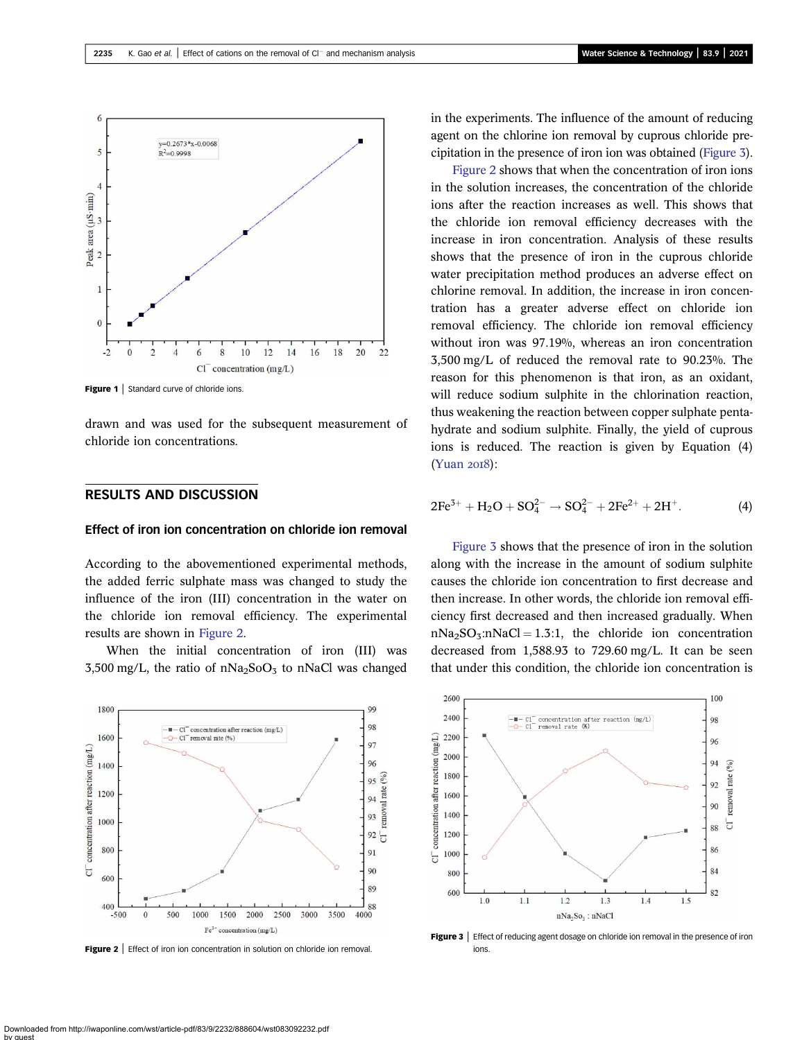Figure 1 | Standard curve of chloride ions.

drawn and was used for the subsequent measurement of chloride ion concentrations.

## RESULTS AND DISCUSSION

### Effect of iron ion concentration on chloride ion removal

According to the abovementioned experimental methods, the added ferric sulphate mass was changed to study the influence of the iron (III) concentration in the water on the chloride ion removal efficiency. The experimental results are shown in Figure 2.

When the initial concentration of iron (III) was 3,500 mg/L, the ratio of $nNa_2SoO_3$ to nNaCl was changed in the experiments. The influence of the amount of reducing agent on the chlorine ion removal by cuprous chloride precipitation in the presence of iron ion was obtained (Figure 3).

Figure 2 shows that when the concentration of iron ions in the solution increases, the concentration of the chloride ions after the reaction increases as well. This shows that the chloride ion removal efficiency decreases with the increase in iron concentration. Analysis of these results shows that the presence of iron in the cuprous chloride water precipitation method produces an adverse effect on chlorine removal. In addition, the increase in iron concentration has a greater adverse effect on chloride ion removal efficiency. The chloride ion removal efficiency without iron was 97.19%, whereas an iron concentration 3,500 mg/L of reduced the removal rate to 90.23%. The reason for this phenomenon is that iron, as an oxidant, will reduce sodium sulphite in the chlorination reaction, thus weakening the reaction between copper sulphate pentahydrate and sodium sulphite. Finally, the yield of cuprous ions is reduced. The reaction is given by Equation (4) (Yuan 2018):

$$2Fe^{3+} + H_2O + SO_4^{2-} \rightarrow SO_4^{2-} + 2Fe^{2+} + 2H^+. \quad (4)$$

Figure 3 shows that the presence of iron in the solution along with the increase in the amount of sodium sulphite causes the chloride ion concentration to first decrease and then increase. In other words, the chloride ion removal efficiency first decreased and then increased gradually. When $nNa_2SO_3$:nNaCl = 1.3:1, the chloride ion concentration decreased from 1,588.93 to 729.60 mg/L. It can be seen that under this condition, the chloride ion concentration is

Figure 2 | Effect of iron ion concentration in solution on chloride ion removal.

Figure 3 | Effect of reducing agent dosage on chloride ion removal in the presence of iron ions.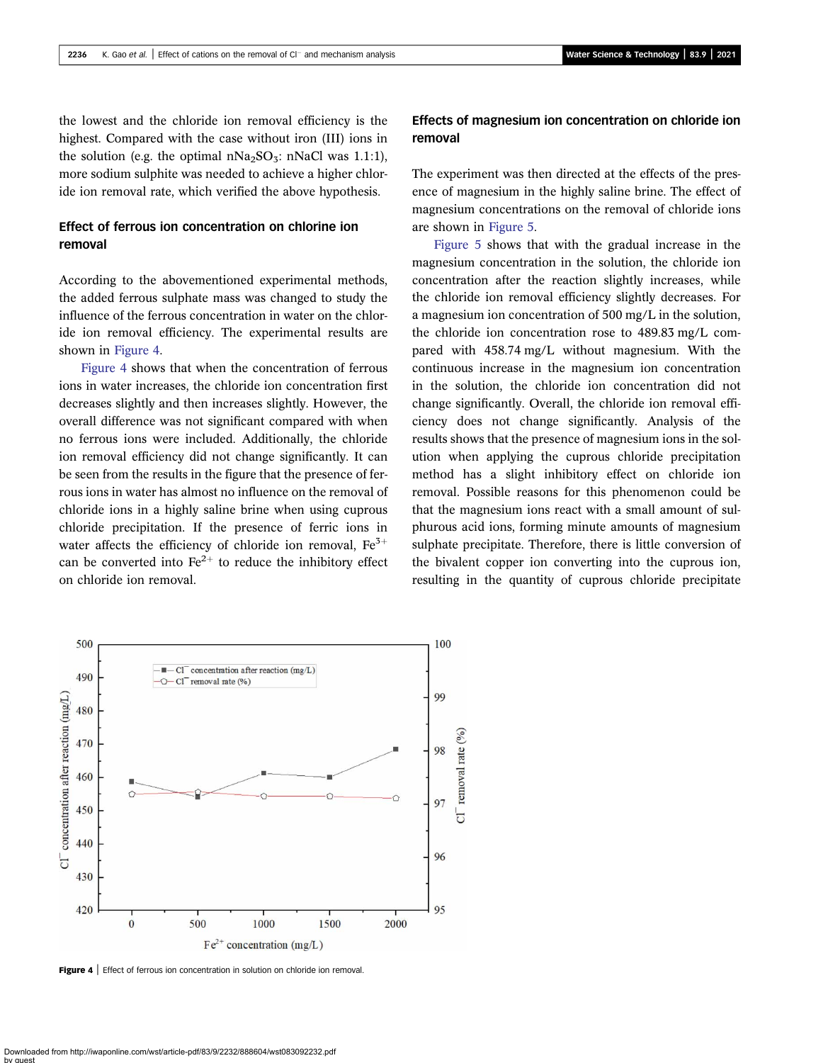the lowest and the chloride ion removal efficiency is the highest. Compared with the case without iron (III) ions in the solution (e.g. the optimal $nNa_2SO_3$: nNaCl was 1.1:1), more sodium sulphite was needed to achieve a higher chloride ion removal rate, which verified the above hypothesis.

## Effect of ferrous ion concentration on chlorine ion removal

According to the abovementioned experimental methods, the added ferrous sulphate mass was changed to study the influence of the ferrous concentration in water on the chloride ion removal efficiency. The experimental results are shown in Figure 4.

Figure 4 shows that when the concentration of ferrous ions in water increases, the chloride ion concentration first decreases slightly and then increases slightly. However, the overall difference was not significant compared with when no ferrous ions were included. Additionally, the chloride ion removal efficiency did not change significantly. It can be seen from the results in the figure that the presence of ferrous ions in water has almost no influence on the removal of chloride ions in a highly saline brine when using cuprous chloride precipitation. If the presence of ferric ions in water affects the efficiency of chloride ion removal, $Fe^{3+}$ can be converted into $Fe^{2+}$ to reduce the inhibitory effect on chloride ion removal.

## Effects of magnesium ion concentration on chloride ion removal

The experiment was then directed at the effects of the presence of magnesium in the highly saline brine. The effect of magnesium concentrations on the removal of chloride ions are shown in Figure 5.

Figure 5 shows that with the gradual increase in the magnesium concentration in the solution, the chloride ion concentration after the reaction slightly increases, while the chloride ion removal efficiency slightly decreases. For a magnesium ion concentration of 500 mg/L in the solution, the chloride ion concentration rose to 489.83 mg/L compared with 458.74 mg/L without magnesium. With the continuous increase in the magnesium ion concentration in the solution, the chloride ion concentration did not change significantly. Overall, the chloride ion removal efficiency does not change significantly. Analysis of the results shows that the presence of magnesium ions in the solution when applying the cuprous chloride precipitation method has a slight inhibitory effect on chloride ion removal. Possible reasons for this phenomenon could be that the magnesium ions react with a small amount of sulphurous acid ions, forming minute amounts of magnesium sulphate precipitate. Therefore, there is little conversion of the bivalent copper ion converting into the cuprous ion, resulting in the quantity of cuprous chloride precipitate

**Figure 4** | Effect of ferrous ion concentration in solution on chloride ion removal.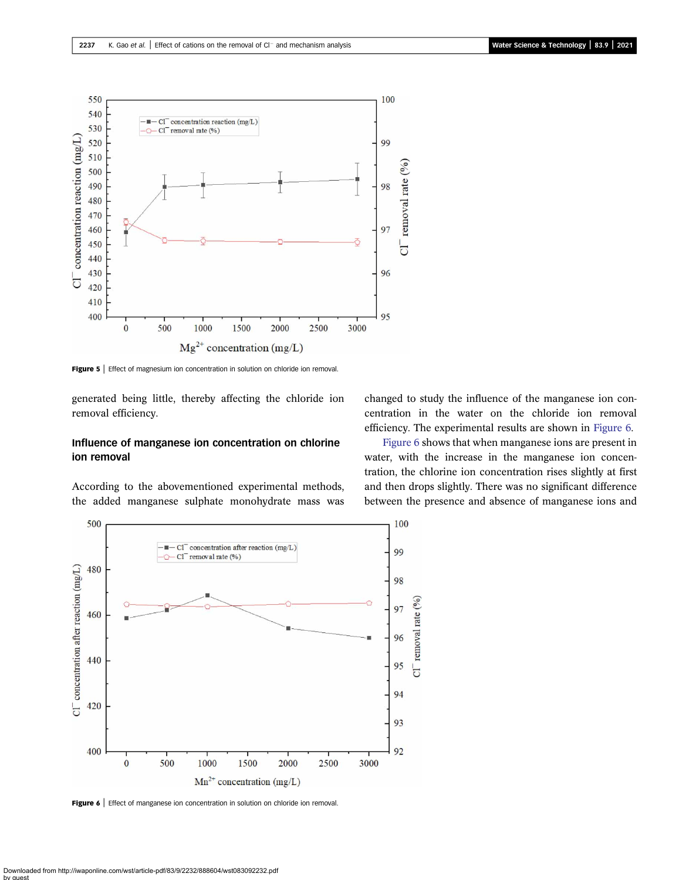Figure 5 | Effect of magnesium ion concentration in solution on chloride ion removal.

generated being little, thereby affecting the chloride ion removal efficiency.

### Influence of manganese ion concentration on chlorine ion removal

According to the abovementioned experimental methods, the added manganese sulphate monohydrate mass was changed to study the influence of the manganese ion concentration in the water on the chloride ion removal efficiency. The experimental results are shown in Figure 6.

Figure 6 shows that when manganese ions are present in water, with the increase in the manganese ion concentration, the chlorine ion concentration rises slightly at first and then drops slightly. There was no significant difference between the presence and absence of manganese ions and

Figure 6 | Effect of manganese ion concentration in solution on chloride ion removal.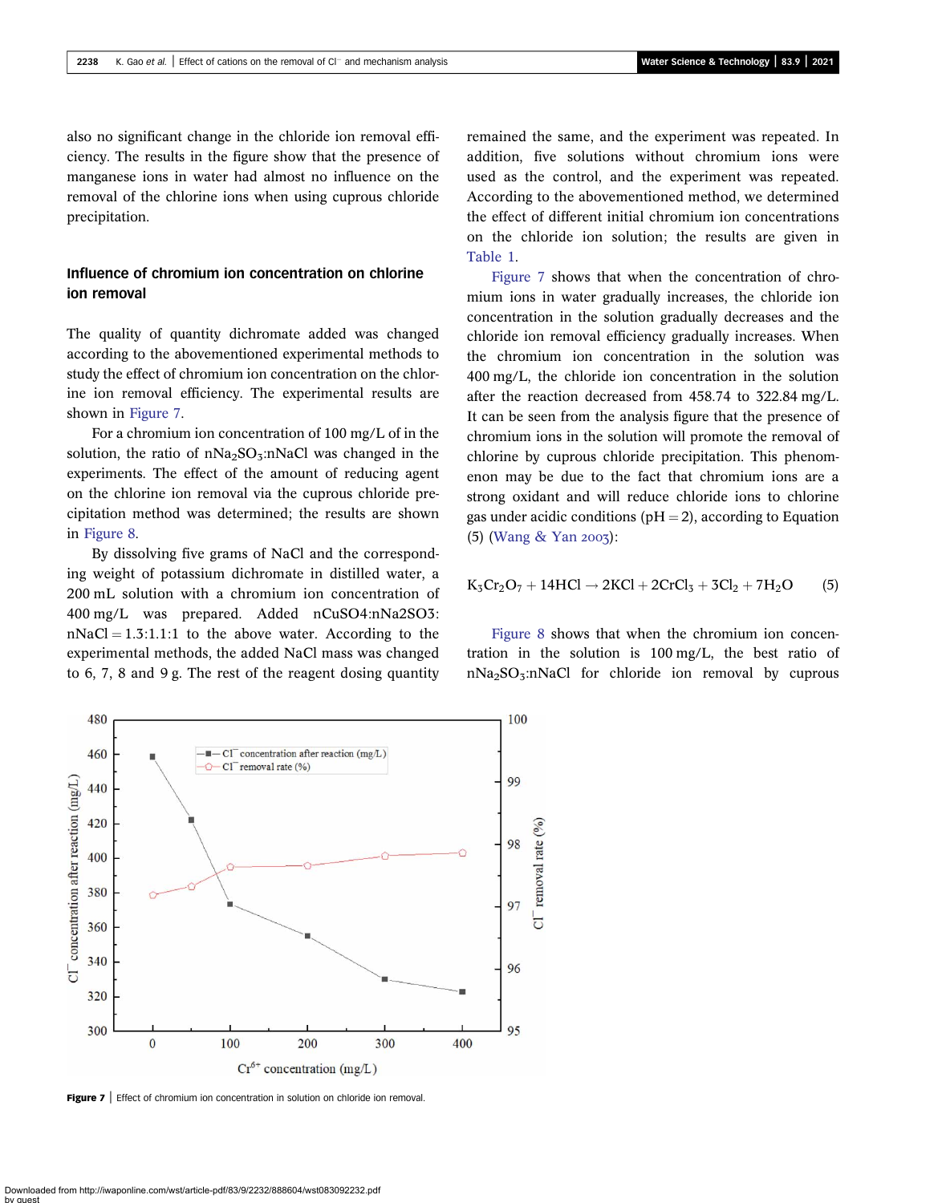also no significant change in the chloride ion removal efficiency. The results in the figure show that the presence of manganese ions in water had almost no influence on the removal of the chlorine ions when using cuprous chloride precipitation.

### Influence of chromium ion concentration on chlorine ion removal

The quality of quantity dichromate added was changed according to the abovementioned experimental methods to study the effect of chromium ion concentration on the chlorine ion removal efficiency. The experimental results are shown in Figure 7.

For a chromium ion concentration of 100 mg/L of in the solution, the ratio of $nNa_2SO_3$:nNaCl was changed in the experiments. The effect of the amount of reducing agent on the chlorine ion removal via the cuprous chloride precipitation method was determined; the results are shown in Figure 8.

By dissolving five grams of NaCl and the corresponding weight of potassium dichromate in distilled water, a 200 mL solution with a chromium ion concentration of 400 mg/L was prepared. Added nCuSO4:nNa2SO3: nNaCl = 1.3:1.1:1 to the above water. According to the experimental methods, the added NaCl mass was changed to 6, 7, 8 and 9 g. The rest of the reagent dosing quantity remained the same, and the experiment was repeated. In addition, five solutions without chromium ions were used as the control, and the experiment was repeated. According to the abovementioned method, we determined the effect of different initial chromium ion concentrations on the chloride ion solution; the results are given in Table 1.

Figure 7 shows that when the concentration of chromium ions in water gradually increases, the chloride ion concentration in the solution gradually decreases and the chloride ion removal efficiency gradually increases. When the chromium ion concentration in the solution was 400 mg/L, the chloride ion concentration in the solution after the reaction decreased from 458.74 to 322.84 mg/L. It can be seen from the analysis figure that the presence of chromium ions in the solution will promote the removal of chlorine by cuprous chloride precipitation. This phenomenon may be due to the fact that chromium ions are a strong oxidant and will reduce chloride ions to chlorine gas under acidic conditions (pH = 2), according to Equation (5) (Wang & Yan 2003):

$$K_3Cr_2O_7 + 14HCl \rightarrow 2KCl + 2CrCl_3 + 3Cl_2 + 7H_2O \qquad (5)$$

Figure 8 shows that when the chromium ion concentration in the solution is 100 mg/L, the best ratio of $nNa_2SO_3$:nNaCl for chloride ion removal by cuprous

**Figure 7** | Effect of chromium ion concentration in solution on chloride ion removal.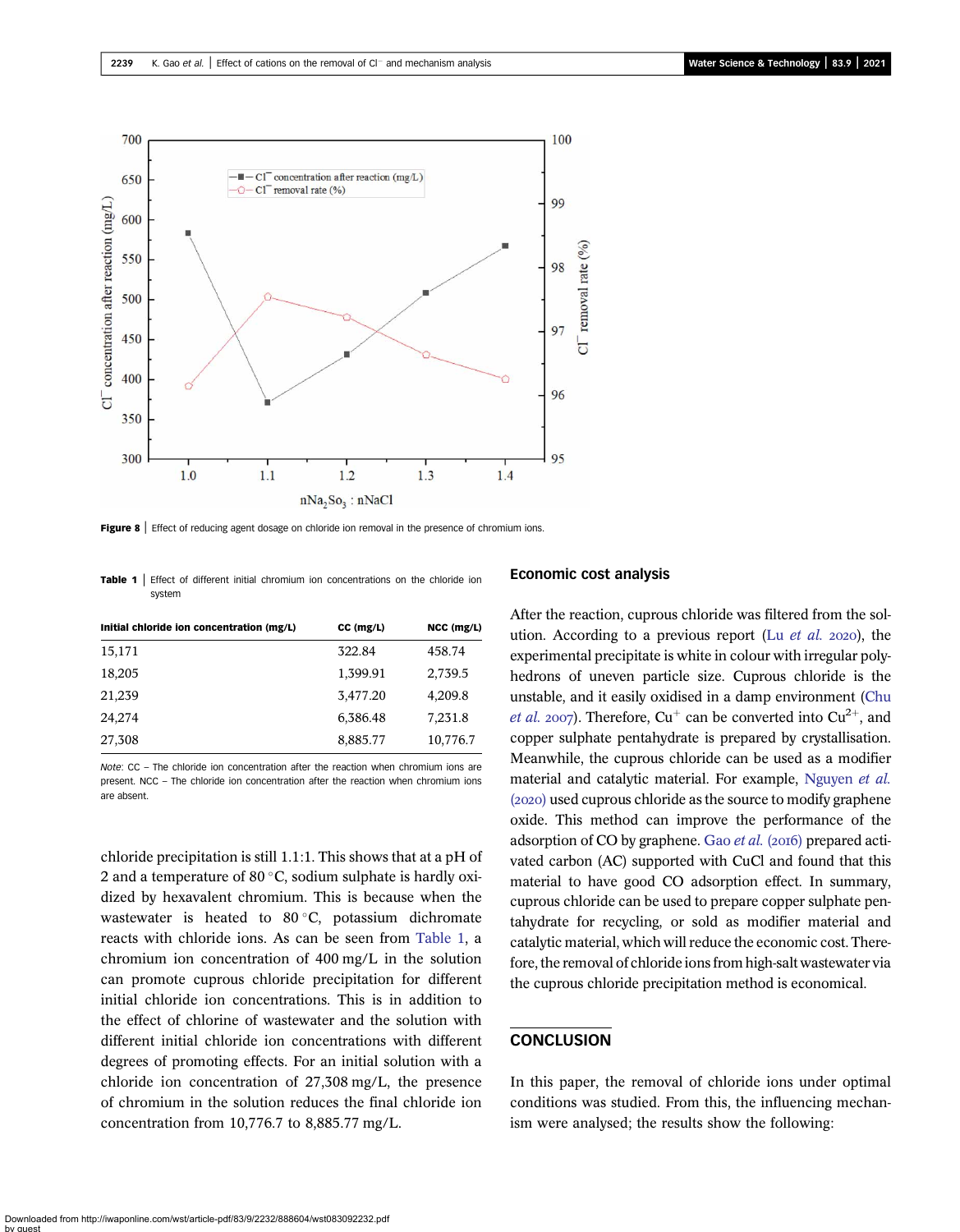Figure 8 | Effect of reducing agent dosage on chloride ion removal in the presence of chromium ions.

Table 1 | Effect of different initial chromium ion concentrations on the chloride ion system

| Initial chloride ion concentration (mg/L) | CC (mg/L) | NCC (mg/L) |
|---|---|---|
| 15,171 | 322.84 | 458.74 |
| 18,205 | 1,399.91 | 2,739.5 |
| 21,239 | 3,477.20 | 4,209.8 |
| 24,274 | 6,386.48 | 7,231.8 |
| 27,308 | 8,885.77 | 10,776.7 |

*Note*: CC – The chloride ion concentration after the reaction when chromium ions are present. NCC – The chloride ion concentration after the reaction when chromium ions are absent.

chloride precipitation is still 1.1:1. This shows that at a pH of 2 and a temperature of 80 °C, sodium sulphate is hardly oxidized by hexavalent chromium. This is because when the wastewater is heated to 80 °C, potassium dichromate reacts with chloride ions. As can be seen from Table 1, a chromium ion concentration of 400 mg/L in the solution can promote cuprous chloride precipitation for different initial chloride ion concentrations. This is in addition to the effect of chlorine of wastewater and the solution with different initial chloride ion concentrations with different degrees of promoting effects. For an initial solution with a chloride ion concentration of 27,308 mg/L, the presence of chromium in the solution reduces the final chloride ion concentration from 10,776.7 to 8,885.77 mg/L.

## Economic cost analysis

After the reaction, cuprous chloride was filtered from the solution. According to a previous report (Lu *et al.* 2020), the experimental precipitate is white in colour with irregular polyhedrons of uneven particle size. Cuprous chloride is the unstable, and it easily oxidised in a damp environment (Chu *et al.* 2007). Therefore, $Cu^{+}$ can be converted into $Cu^{2+}$, and copper sulphate pentahydrate is prepared by crystallisation. Meanwhile, the cuprous chloride can be used as a modifier material and catalytic material. For example, Nguyen *et al.* (2020) used cuprous chloride as the source to modify graphene oxide. This method can improve the performance of the adsorption of CO by graphene. Gao *et al.* (2016) prepared activated carbon (AC) supported with CuCl and found that this material to have good CO adsorption effect. In summary, cuprous chloride can be used to prepare copper sulphate pentahydrate for recycling, or sold as modifier material and catalytic material, which will reduce the economic cost. Therefore, the removal of chloride ions from high-salt wastewater via the cuprous chloride precipitation method is economical.

## CONCLUSION

In this paper, the removal of chloride ions under optimal conditions was studied. From this, the influencing mechanism were analysed; the results show the following: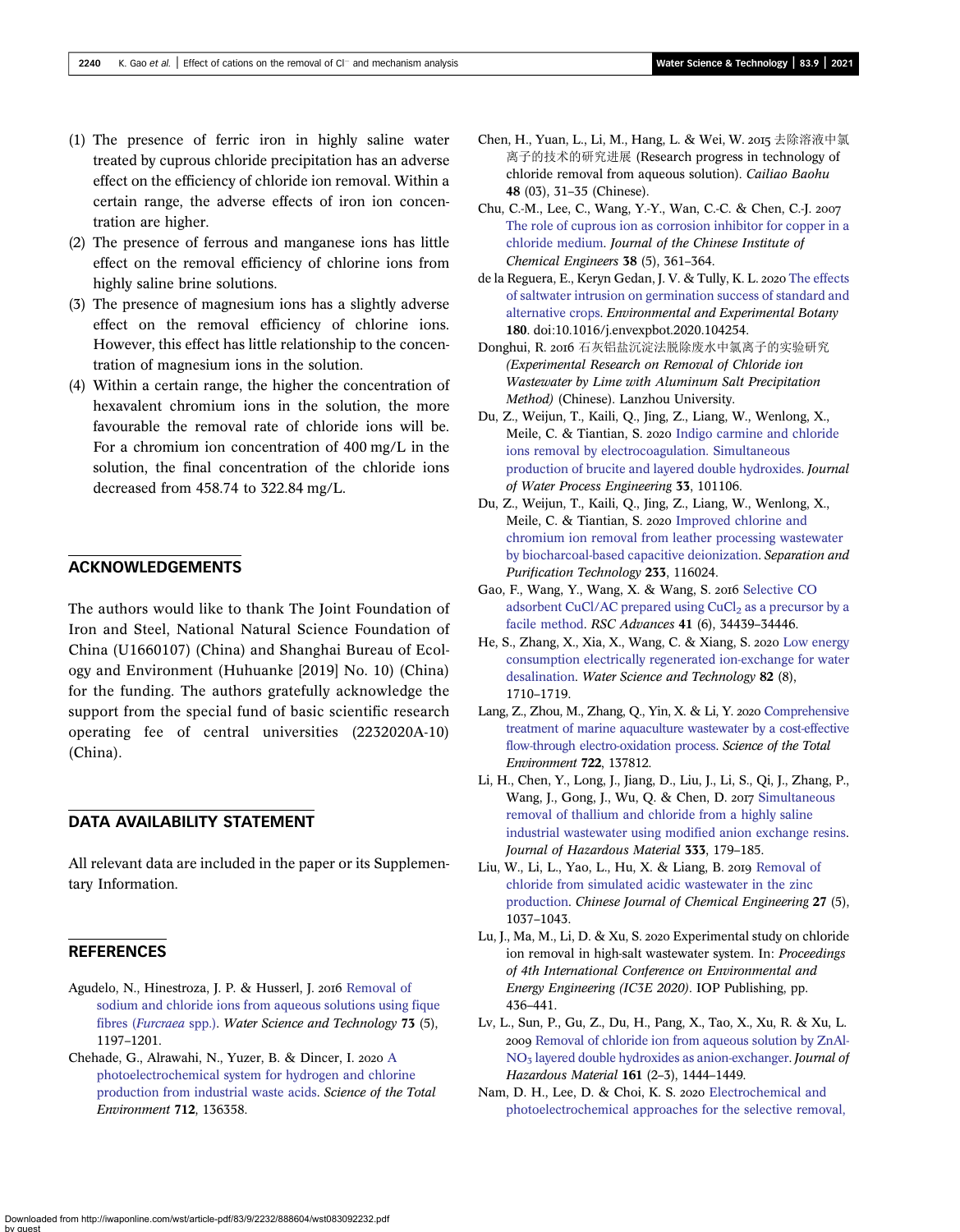(1) The presence of ferric iron in highly saline water treated by cuprous chloride precipitation has an adverse effect on the efficiency of chloride ion removal. Within a certain range, the adverse effects of iron ion concentration are higher.
(2) The presence of ferrous and manganese ions has little effect on the removal efficiency of chlorine ions from highly saline brine solutions.
(3) The presence of magnesium ions has a slightly adverse effect on the removal efficiency of chlorine ions. However, this effect has little relationship to the concentration of magnesium ions in the solution.
(4) Within a certain range, the higher the concentration of hexavalent chromium ions in the solution, the more favourable the removal rate of chloride ions will be. For a chromium ion concentration of 400 mg/L in the solution, the final concentration of the chloride ions decreased from 458.74 to 322.84 mg/L.

## ACKNOWLEDGEMENTS

The authors would like to thank The Joint Foundation of Iron and Steel, National Natural Science Foundation of China (U1660107) (China) and Shanghai Bureau of Ecology and Environment (Huhuanke [2019] No. 10) (China) for the funding. The authors gratefully acknowledge the support from the special fund of basic scientific research operating fee of central universities (2232020A-10) (China).

## DATA AVAILABILITY STATEMENT

All relevant data are included in the paper or its Supplementary Information.

## REFERENCES

Agudelo, N., Hinestroza, J. P. & Husserl, J. 2016 Removal of sodium and chloride ions from aqueous solutions using fique fibres (*Furcraea* spp.). *Water Science and Technology* **73** (5), 1197–1201.

Chehade, G., Alrawahi, N., Yuzer, B. & Dincer, I. 2020 A photoelectrochemical system for hydrogen and chlorine production from industrial waste acids. *Science of the Total Environment* **712**, 136358.

Chen, H., Yuan, L., Li, M., Hang, L. & Wei, W. 2015 去除溶液中氯离子的技术的研究进展 (Research progress in technology of chloride removal from aqueous solution). *Cailiao Baohu* **48** (03), 31–35 (Chinese).

Chu, C.-M., Lee, C., Wang, Y.-Y., Wan, C.-C. & Chen, C.-J. 2007 The role of cuprous ion as corrosion inhibitor for copper in a chloride medium. *Journal of the Chinese Institute of Chemical Engineers* **38** (5), 361–364.

de la Reguera, E., Keryn Gedan, J. V. & Tully, K. L. 2020 The effects of saltwater intrusion on germination success of standard and alternative crops. *Environmental and Experimental Botany* **180**. doi:10.1016/j.envexpbot.2020.104254.

Donghui, R. 2016 石灰铝盐沉淀法脱除废水中氯离子的实验研究 *(Experimental Research on Removal of Chloride ion Wastewater by Lime with Aluminum Salt Precipitation Method)* (Chinese). Lanzhou University.

Du, Z., Weijun, T., Kaili, Q., Jing, Z., Liang, W., Wenlong, X., Meile, C. & Tiantian, S. 2020 Indigo carmine and chloride ions removal by electrocoagulation. Simultaneous production of brucite and layered double hydroxides. *Journal of Water Process Engineering* **33**, 101106.

Du, Z., Weijun, T., Kaili, Q., Jing, Z., Liang, W., Wenlong, X., Meile, C. & Tiantian, S. 2020 Improved chlorine and chromium ion removal from leather processing wastewater by biocharcoal-based capacitive deionization. *Separation and Purification Technology* **233**, 116024.

Gao, F., Wang, Y., Wang, X. & Wang, S. 2016 Selective CO adsorbent CuCl/AC prepared using $CuCl_2$ as a precursor by a facile method. *RSC Advances* **41** (6), 34439–34446.

He, S., Zhang, X., Xia, X., Wang, C. & Xiang, S. 2020 Low energy consumption electrically regenerated ion-exchange for water desalination. *Water Science and Technology* **82** (8), 1710–1719.

Lang, Z., Zhou, M., Zhang, Q., Yin, X. & Li, Y. 2020 Comprehensive treatment of marine aquaculture wastewater by a cost-effective flow-through electro-oxidation process. *Science of the Total Environment* **722**, 137812.

Li, H., Chen, Y., Long, J., Jiang, D., Liu, J., Li, S., Qi, J., Zhang, P., Wang, J., Gong, J., Wu, Q. & Chen, D. 2017 Simultaneous removal of thallium and chloride from a highly saline industrial wastewater using modified anion exchange resins. *Journal of Hazardous Material* **333**, 179–185.

Liu, W., Li, L., Yao, L., Hu, X. & Liang, B. 2019 Removal of chloride from simulated acidic wastewater in the zinc production. *Chinese Journal of Chemical Engineering* **27** (5), 1037–1043.

Lu, J., Ma, M., Li, D. & Xu, S. 2020 Experimental study on chloride ion removal in high-salt wastewater system. In: *Proceedings of 4th International Conference on Environmental and Energy Engineering (IC3E 2020)*. IOP Publishing, pp. 436–441.

Lv, L., Sun, P., Gu, Z., Du, H., Pang, X., Tao, X., Xu, R. & Xu, L. 2009 Removal of chloride ion from aqueous solution by ZnAl-$NO_3$ layered double hydroxides as anion-exchanger. *Journal of Hazardous Material* **161** (2–3), 1444–1449.

Nam, D. H., Lee, D. & Choi, K. S. 2020 Electrochemical and photoelectrochemical approaches for the selective removal,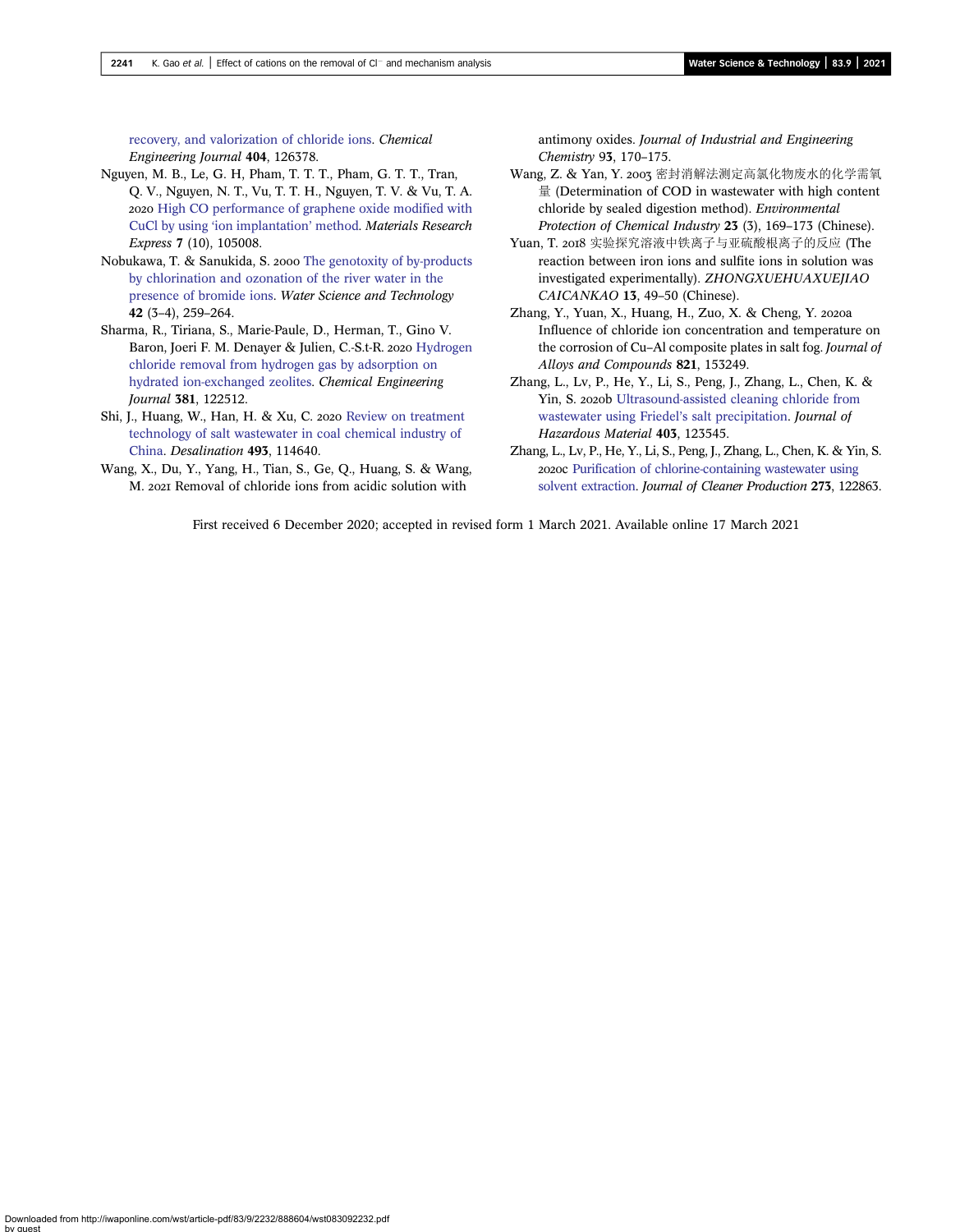recovery, and valorization of chloride ions. *Chemical Engineering Journal* **404**, 126378.

Nguyen, M. B., Le, G. H, Pham, T. T. T., Pham, G. T. T., Tran, Q. V., Nguyen, N. T., Vu, T. T. H., Nguyen, T. V. & Vu, T. A. 2020 High CO performance of graphene oxide modified with CuCl by using 'ion implantation' method. *Materials Research Express* **7** (10), 105008.

Nobukawa, T. & Sanukida, S. 2000 The genotoxity of by-products by chlorination and ozonation of the river water in the presence of bromide ions. *Water Science and Technology* **42** (3–4), 259–264.

Sharma, R., Tiriana, S., Marie-Paule, D., Herman, T., Gino V. Baron, Joeri F. M. Denayer & Julien, C.-S.t-R. 2020 Hydrogen chloride removal from hydrogen gas by adsorption on hydrated ion-exchanged zeolites. *Chemical Engineering Journal* **381**, 122512.

Shi, J., Huang, W., Han, H. & Xu, C. 2020 Review on treatment technology of salt wastewater in coal chemical industry of China. *Desalination* **493**, 114640.

Wang, X., Du, Y., Yang, H., Tian, S., Ge, Q., Huang, S. & Wang, M. 2021 Removal of chloride ions from acidic solution with antimony oxides. *Journal of Industrial and Engineering Chemistry* 9**3**, 170–175.

Wang, Z. & Yan, Y. 2003 密封消解法测定高氯化物废水的化学需氧量 (Determination of COD in wastewater with high content chloride by sealed digestion method). *Environmental Protection of Chemical Industry* **23** (3), 169–173 (Chinese).

Yuan, T. 2018 实验探究溶液中铁离子与亚硫酸根离子的反应 (The reaction between iron ions and sulfite ions in solution was investigated experimentally). *ZHONGXUEHUAXUEJIAO CAICANKAO* **13**, 49–50 (Chinese).

Zhang, Y., Yuan, X., Huang, H., Zuo, X. & Cheng, Y. 2020a Influence of chloride ion concentration and temperature on the corrosion of Cu–Al composite plates in salt fog. *Journal of Alloys and Compounds* **821**, 153249.

Zhang, L., Lv, P., He, Y., Li, S., Peng, J., Zhang, L., Chen, K. & Yin, S. 2020b Ultrasound-assisted cleaning chloride from wastewater using Friedel's salt precipitation. *Journal of Hazardous Material* **403**, 123545.

Zhang, L., Lv, P., He, Y., Li, S., Peng, J., Zhang, L., Chen, K. & Yin, S. 2020c Purification of chlorine-containing wastewater using solvent extraction. *Journal of Cleaner Production* **273**, 122863.

First received 6 December 2020; accepted in revised form 1 March 2021. Available online 17 March 2021